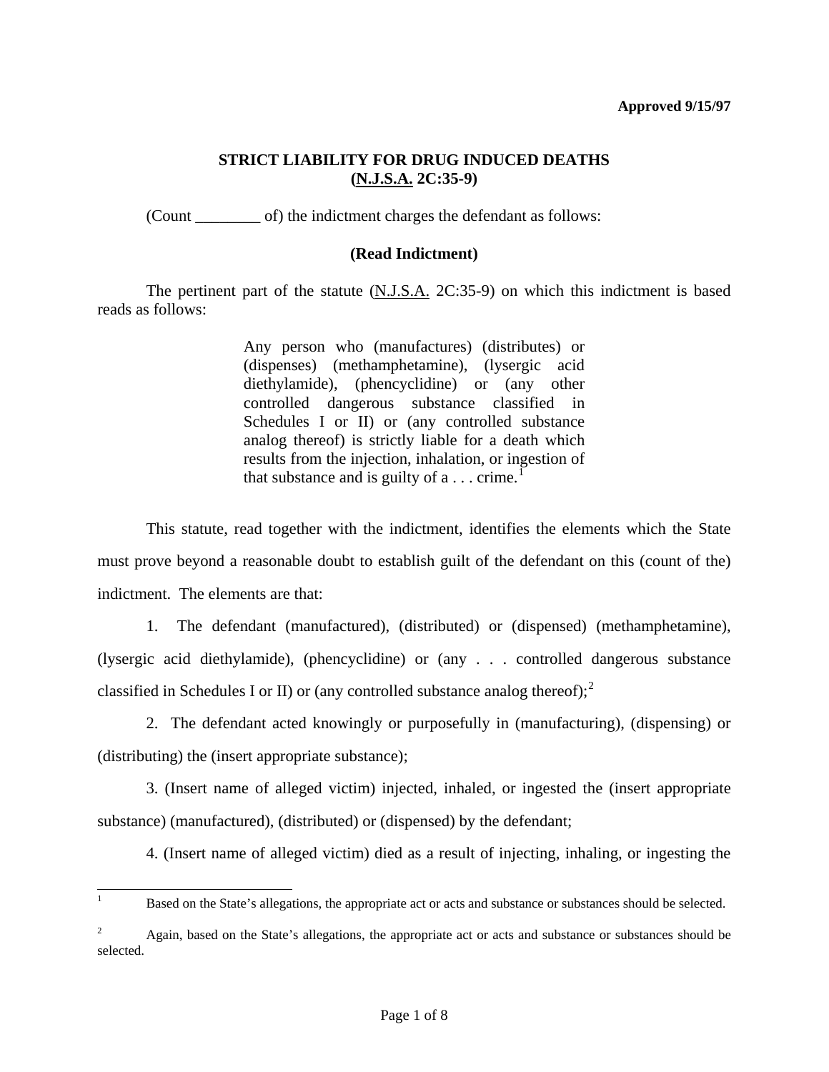**Approved 9/15/97**

## STRICT LIABILITY FOR DRUG INDUCED DEATHS (N.J.S.A. 2C:35-9)

(Count ________ of) the indictment charges the defendant as follows:

**(Read Indictment)**

The pertinent part of the statute (N.J.S.A. 2C:35-9) on which this indictment is based reads as follows:

> Any person who (manufactures) (distributes) or (dispenses) (methamphetamine), (lysergic acid diethylamide), (phencyclidine) or (any other controlled dangerous substance classified in Schedules I or II) or (any controlled substance analog thereof) is strictly liable for a death which results from the injection, inhalation, or ingestion of that substance and is guilty of a . . . crime.[1]

This statute, read together with the indictment, identifies the elements which the State must prove beyond a reasonable doubt to establish guilt of the defendant on this (count of the) indictment. The elements are that:

1. The defendant (manufactured), (distributed) or (dispensed) (methamphetamine), (lysergic acid diethylamide), (phencyclidine) or (any . . . controlled dangerous substance classified in Schedules I or II) or (any controlled substance analog thereof);[2]

2. The defendant acted knowingly or purposefully in (manufacturing), (dispensing) or (distributing) the (insert appropriate substance);

3. (Insert name of alleged victim) injected, inhaled, or ingested the (insert appropriate substance) (manufactured), (distributed) or (dispensed) by the defendant;

4. (Insert name of alleged victim) died as a result of injecting, inhaling, or ingesting the

---

[1] Based on the State's allegations, the appropriate act or acts and substance or substances should be selected.

[2] Again, based on the State's allegations, the appropriate act or acts and substance or substances should be selected.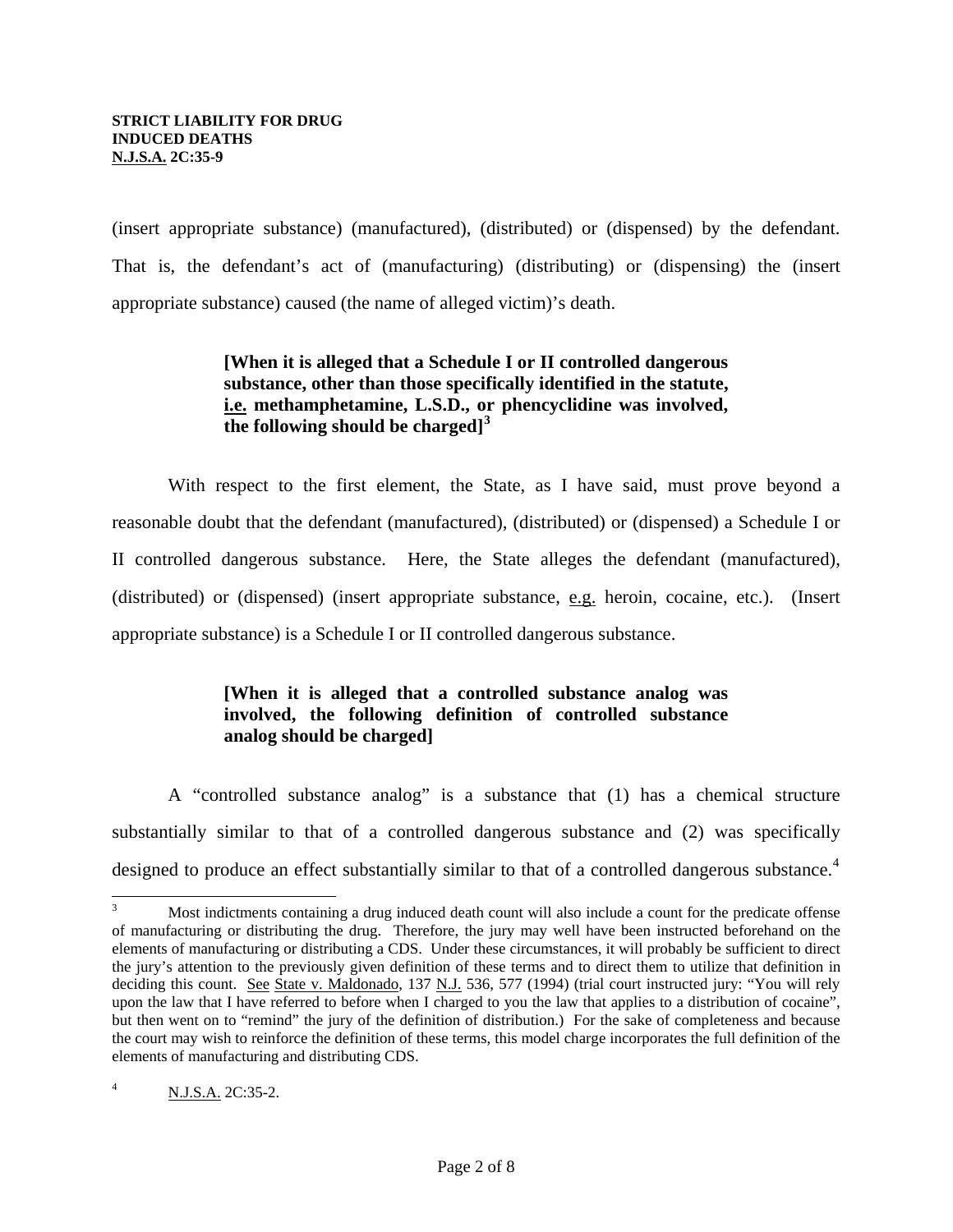(insert appropriate substance) (manufactured), (distributed) or (dispensed) by the defendant. That is, the defendant's act of (manufacturing) (distributing) or (dispensing) the (insert appropriate substance) caused (the name of alleged victim)'s death.

> **[When it is alleged that a Schedule I or II controlled dangerous substance, other than those specifically identified in the statute, i.e. methamphetamine, L.S.D., or phencyclidine was involved, the following should be charged][3]**

With respect to the first element, the State, as I have said, must prove beyond a reasonable doubt that the defendant (manufactured), (distributed) or (dispensed) a Schedule I or II controlled dangerous substance. Here, the State alleges the defendant (manufactured), (distributed) or (dispensed) (insert appropriate substance, e.g. heroin, cocaine, etc.). (Insert appropriate substance) is a Schedule I or II controlled dangerous substance.

> **[When it is alleged that a controlled substance analog was involved, the following definition of controlled substance analog should be charged]**

A "controlled substance analog" is a substance that (1) has a chemical structure substantially similar to that of a controlled dangerous substance and (2) was specifically designed to produce an effect substantially similar to that of a controlled dangerous substance.[4]

---

[3] Most indictments containing a drug induced death count will also include a count for the predicate offense of manufacturing or distributing the drug. Therefore, the jury may well have been instructed beforehand on the elements of manufacturing or distributing a CDS. Under these circumstances, it will probably be sufficient to direct the jury's attention to the previously given definition of these terms and to direct them to utilize that definition in deciding this count. See State v. Maldonado, 137 N.J. 536, 577 (1994) (trial court instructed jury: "You will rely upon the law that I have referred to before when I charged to you the law that applies to a distribution of cocaine", but then went on to "remind" the jury of the definition of distribution.) For the sake of completeness and because the court may wish to reinforce the definition of these terms, this model charge incorporates the full definition of the elements of manufacturing and distributing CDS.

[4] N.J.S.A. 2C:35-2.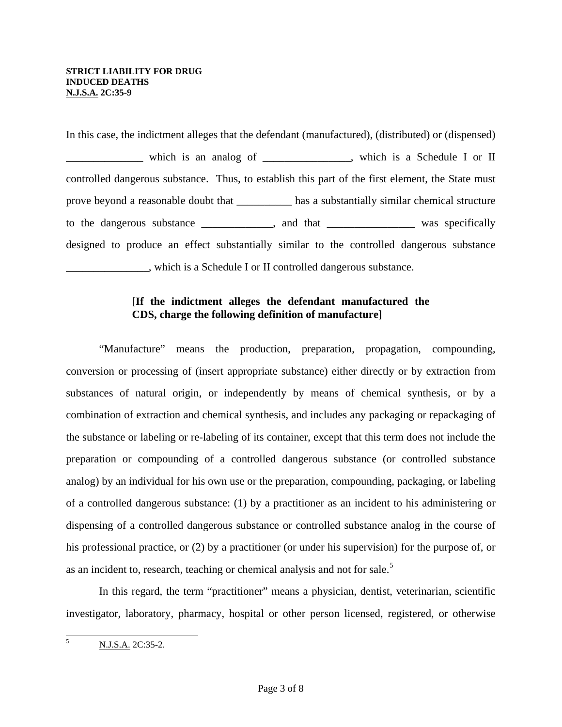**STRICT LIABILITY FOR DRUG INDUCED DEATHS**
**N.J.S.A. 2C:35-9**

In this case, the indictment alleges that the defendant (manufactured), (distributed) or (dispensed) ______________ which is an analog of ________________, which is a Schedule I or II controlled dangerous substance. Thus, to establish this part of the first element, the State must prove beyond a reasonable doubt that __________ has a substantially similar chemical structure to the dangerous substance _____________, and that ________________ was specifically designed to produce an effect substantially similar to the controlled dangerous substance _______________, which is a Schedule I or II controlled dangerous substance.

[**If the indictment alleges the defendant manufactured the CDS, charge the following definition of manufacture]**

"Manufacture" means the production, preparation, propagation, compounding, conversion or processing of (insert appropriate substance) either directly or by extraction from substances of natural origin, or independently by means of chemical synthesis, or by a combination of extraction and chemical synthesis, and includes any packaging or repackaging of the substance or labeling or re-labeling of its container, except that this term does not include the preparation or compounding of a controlled dangerous substance (or controlled substance analog) by an individual for his own use or the preparation, compounding, packaging, or labeling of a controlled dangerous substance: (1) by a practitioner as an incident to his administering or dispensing of a controlled dangerous substance or controlled substance analog in the course of his professional practice, or (2) by a practitioner (or under his supervision) for the purpose of, or as an incident to, research, teaching or chemical analysis and not for sale.[5]

In this regard, the term "practitioner" means a physician, dentist, veterinarian, scientific investigator, laboratory, pharmacy, hospital or other person licensed, registered, or otherwise

---

[5] N.J.S.A. 2C:35-2.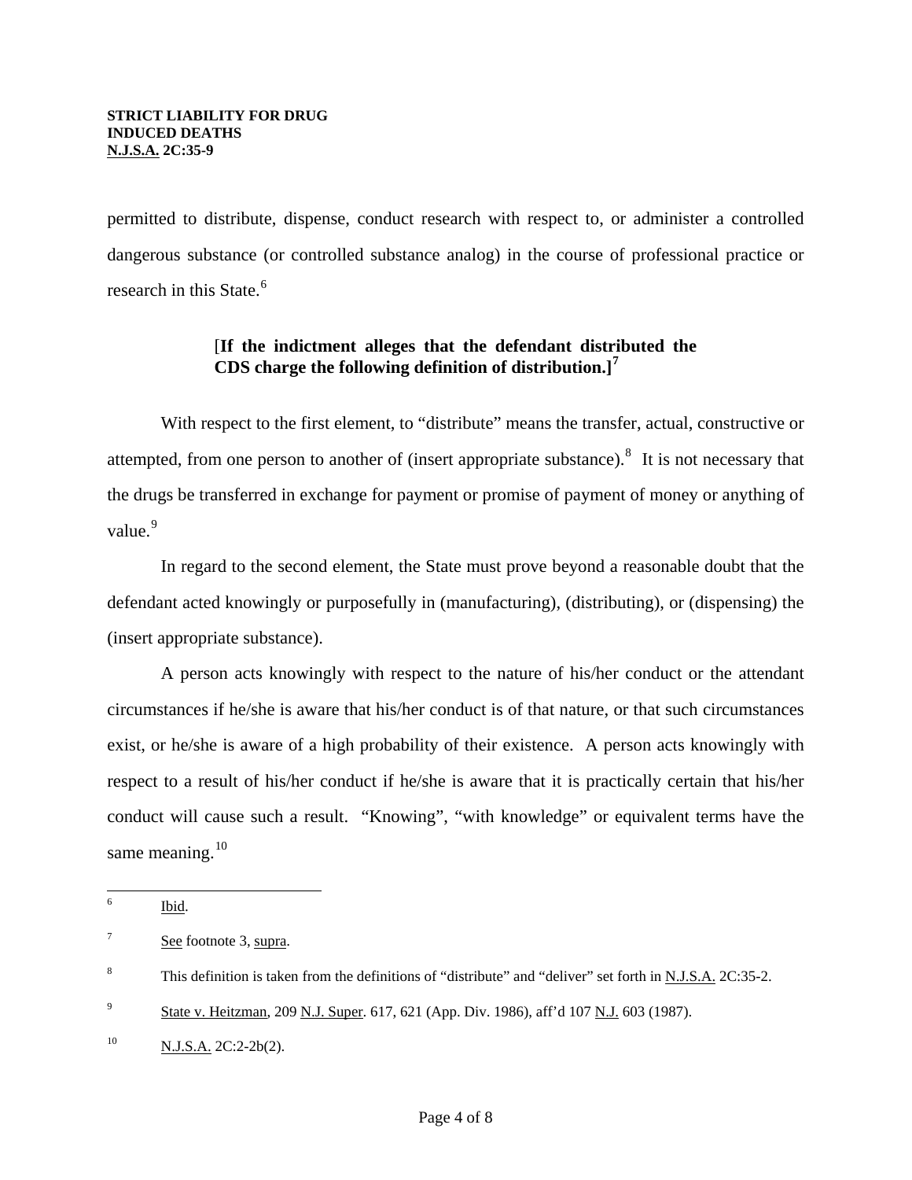permitted to distribute, dispense, conduct research with respect to, or administer a controlled dangerous substance (or controlled substance analog) in the course of professional practice or research in this State.[6]

**[If the indictment alleges that the defendant distributed the CDS charge the following definition of distribution.]**[7]

With respect to the first element, to "distribute" means the transfer, actual, constructive or attempted, from one person to another of (insert appropriate substance).[8] It is not necessary that the drugs be transferred in exchange for payment or promise of payment of money or anything of value.[9]

In regard to the second element, the State must prove beyond a reasonable doubt that the defendant acted knowingly or purposefully in (manufacturing), (distributing), or (dispensing) the (insert appropriate substance).

A person acts knowingly with respect to the nature of his/her conduct or the attendant circumstances if he/she is aware that his/her conduct is of that nature, or that such circumstances exist, or he/she is aware of a high probability of their existence. A person acts knowingly with respect to a result of his/her conduct if he/she is aware that it is practically certain that his/her conduct will cause such a result. "Knowing", "with knowledge" or equivalent terms have the same meaning.[10]

---

[6] Ibid.

[7] See footnote 3, supra.

[8] This definition is taken from the definitions of "distribute" and "deliver" set forth in N.J.S.A. 2C:35-2.

[9] State v. Heitzman, 209 N.J. Super. 617, 621 (App. Div. 1986), aff'd 107 N.J. 603 (1987).

[10] N.J.S.A. 2C:2-2b(2).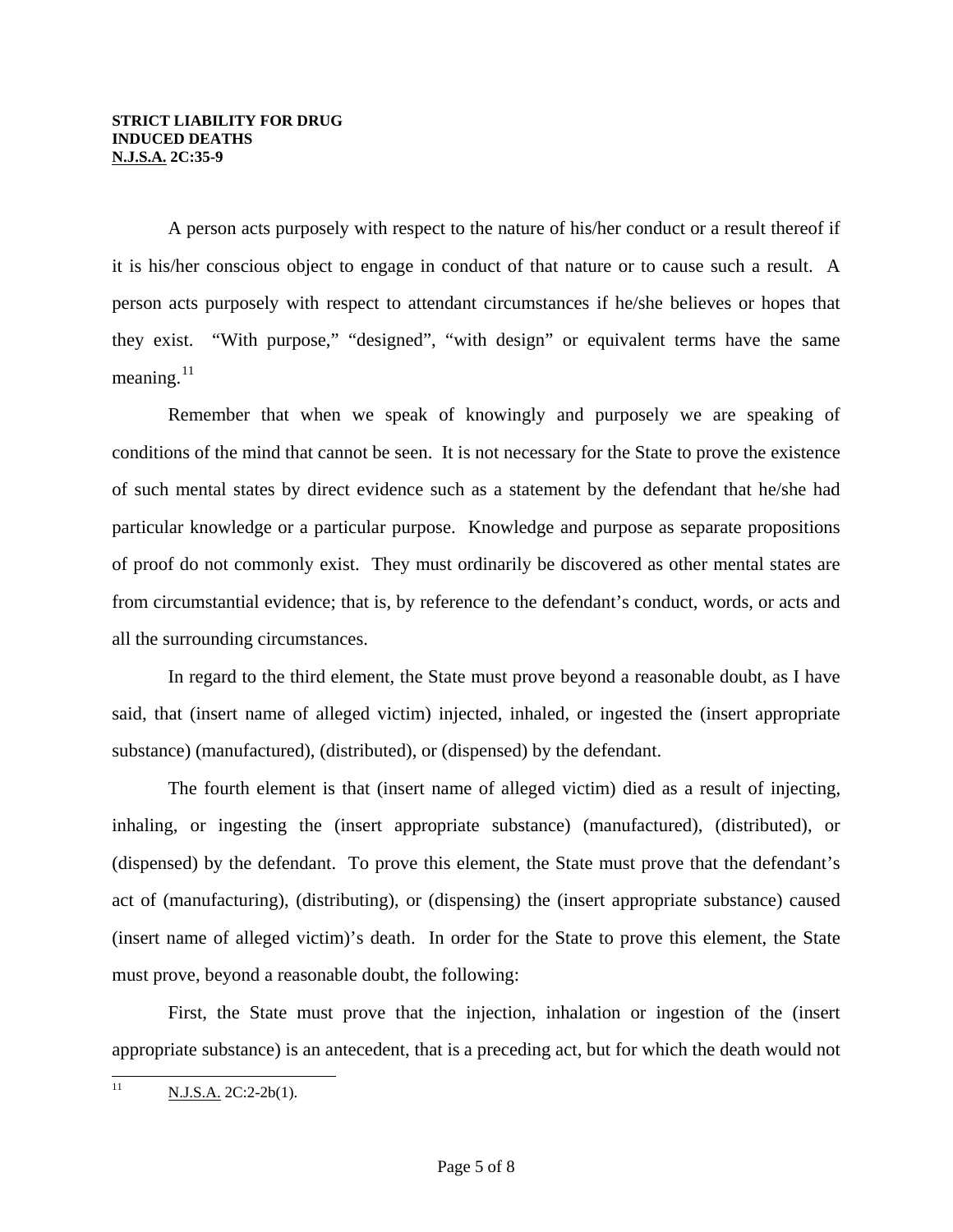**STRICT LIABILITY FOR DRUG INDUCED DEATHS**
**N.J.S.A. 2C:35-9**

A person acts purposely with respect to the nature of his/her conduct or a result thereof if it is his/her conscious object to engage in conduct of that nature or to cause such a result. A person acts purposely with respect to attendant circumstances if he/she believes or hopes that they exist. "With purpose," "designed", "with design" or equivalent terms have the same meaning.[11]

Remember that when we speak of knowingly and purposely we are speaking of conditions of the mind that cannot be seen. It is not necessary for the State to prove the existence of such mental states by direct evidence such as a statement by the defendant that he/she had particular knowledge or a particular purpose. Knowledge and purpose as separate propositions of proof do not commonly exist. They must ordinarily be discovered as other mental states are from circumstantial evidence; that is, by reference to the defendant's conduct, words, or acts and all the surrounding circumstances.

In regard to the third element, the State must prove beyond a reasonable doubt, as I have said, that (insert name of alleged victim) injected, inhaled, or ingested the (insert appropriate substance) (manufactured), (distributed), or (dispensed) by the defendant.

The fourth element is that (insert name of alleged victim) died as a result of injecting, inhaling, or ingesting the (insert appropriate substance) (manufactured), (distributed), or (dispensed) by the defendant. To prove this element, the State must prove that the defendant's act of (manufacturing), (distributing), or (dispensing) the (insert appropriate substance) caused (insert name of alleged victim)'s death. In order for the State to prove this element, the State must prove, beyond a reasonable doubt, the following:

First, the State must prove that the injection, inhalation or ingestion of the (insert appropriate substance) is an antecedent, that is a preceding act, but for which the death would not

---

[11] N.J.S.A. 2C:2-2b(1).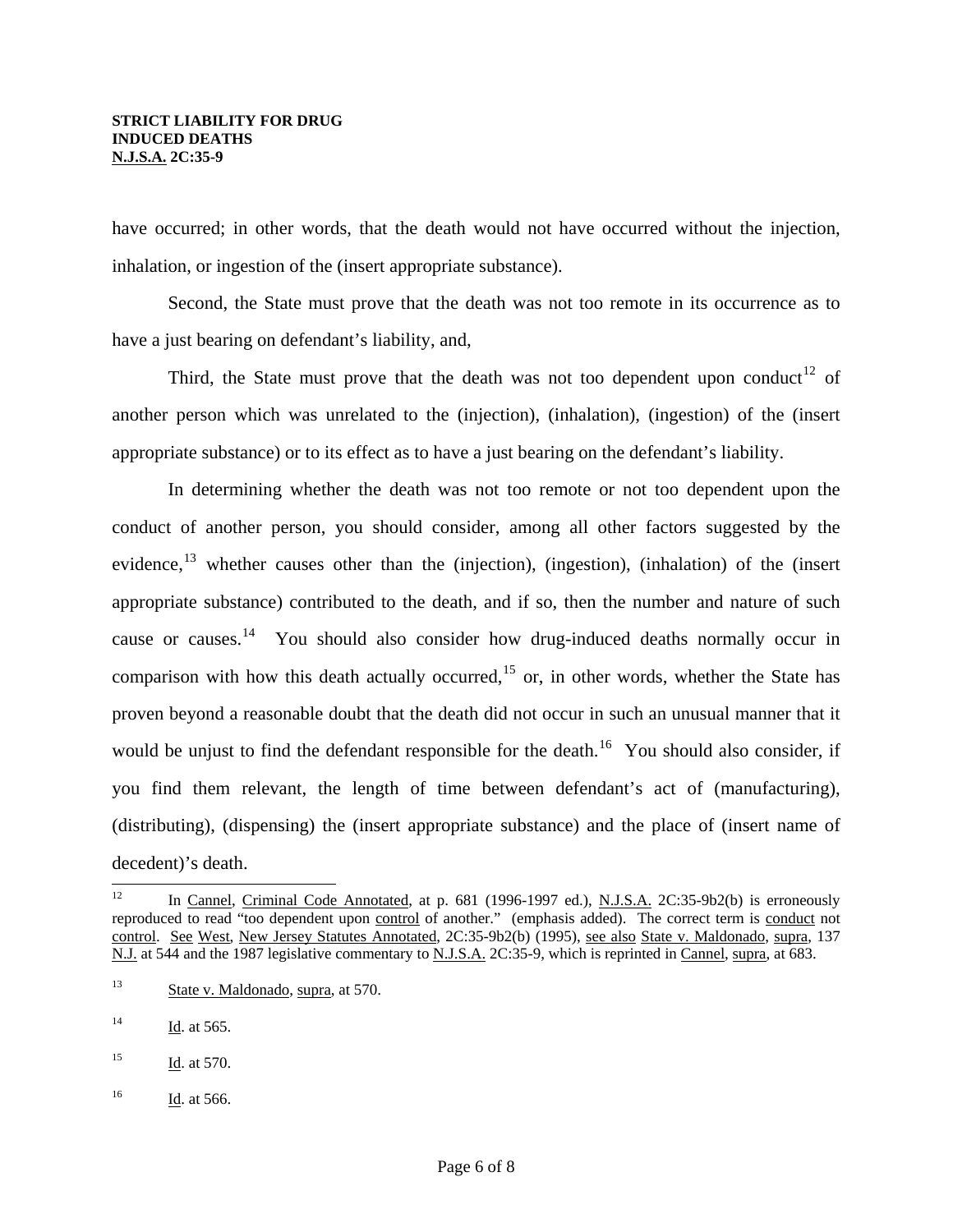have occurred; in other words, that the death would not have occurred without the injection, inhalation, or ingestion of the (insert appropriate substance).

Second, the State must prove that the death was not too remote in its occurrence as to have a just bearing on defendant's liability, and,

Third, the State must prove that the death was not too dependent upon conduct[12] of another person which was unrelated to the (injection), (inhalation), (ingestion) of the (insert appropriate substance) or to its effect as to have a just bearing on the defendant's liability.

In determining whether the death was not too remote or not too dependent upon the conduct of another person, you should consider, among all other factors suggested by the evidence,[13] whether causes other than the (injection), (ingestion), (inhalation) of the (insert appropriate substance) contributed to the death, and if so, then the number and nature of such cause or causes.[14] You should also consider how drug-induced deaths normally occur in comparison with how this death actually occurred,[15] or, in other words, whether the State has proven beyond a reasonable doubt that the death did not occur in such an unusual manner that it would be unjust to find the defendant responsible for the death.[16] You should also consider, if you find them relevant, the length of time between defendant's act of (manufacturing), (distributing), (dispensing) the (insert appropriate substance) and the place of (insert name of decedent)'s death.

---

[12] In Cannel, Criminal Code Annotated, at p. 681 (1996-1997 ed.), N.J.S.A. 2C:35-9b2(b) is erroneously reproduced to read "too dependent upon control of another." (emphasis added). The correct term is conduct not control. See West, New Jersey Statutes Annotated, 2C:35-9b2(b) (1995), see also State v. Maldonado, supra, 137 N.J. at 544 and the 1987 legislative commentary to N.J.S.A. 2C:35-9, which is reprinted in Cannel, supra, at 683.

[13] State v. Maldonado, supra, at 570.

[14] Id. at 565.

[15] Id. at 570.

[16] Id. at 566.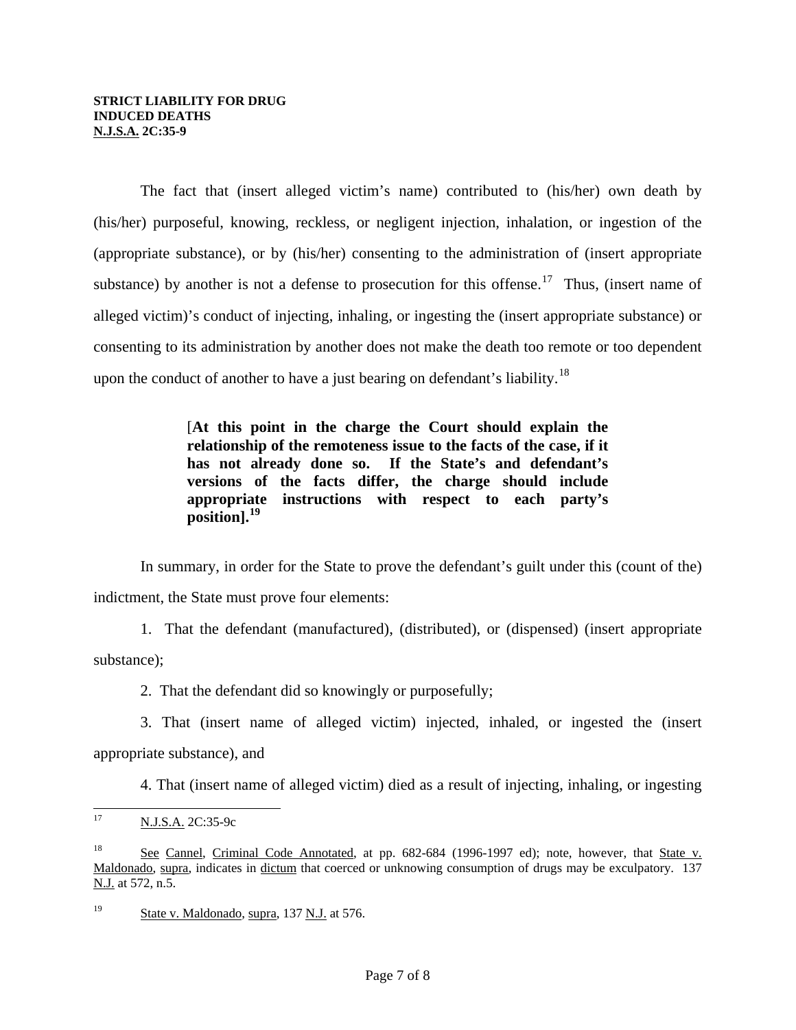**STRICT LIABILITY FOR DRUG INDUCED DEATHS**
**N.J.S.A. 2C:35-9**

The fact that (insert alleged victim's name) contributed to (his/her) own death by (his/her) purposeful, knowing, reckless, or negligent injection, inhalation, or ingestion of the (appropriate substance), or by (his/her) consenting to the administration of (insert appropriate substance) by another is not a defense to prosecution for this offense.[17] Thus, (insert name of alleged victim)'s conduct of injecting, inhaling, or ingesting the (insert appropriate substance) or consenting to its administration by another does not make the death too remote or too dependent upon the conduct of another to have a just bearing on defendant's liability.[18]

> [**At this point in the charge the Court should explain the relationship of the remoteness issue to the facts of the case, if it has not already done so. If the State's and defendant's versions of the facts differ, the charge should include appropriate instructions with respect to each party's position].**[19]

In summary, in order for the State to prove the defendant's guilt under this (count of the) indictment, the State must prove four elements:

1. That the defendant (manufactured), (distributed), or (dispensed) (insert appropriate substance);

2. That the defendant did so knowingly or purposefully;

3. That (insert name of alleged victim) injected, inhaled, or ingested the (insert appropriate substance), and

4. That (insert name of alleged victim) died as a result of injecting, inhaling, or ingesting

---

17 N.J.S.A. 2C:35-9c

18 See Cannel, Criminal Code Annotated, at pp. 682-684 (1996-1997 ed); note, however, that State v. Maldonado, supra, indicates in dictum that coerced or unknowing consumption of drugs may be exculpatory. 137 N.J. at 572, n.5.

19 State v. Maldonado, supra, 137 N.J. at 576.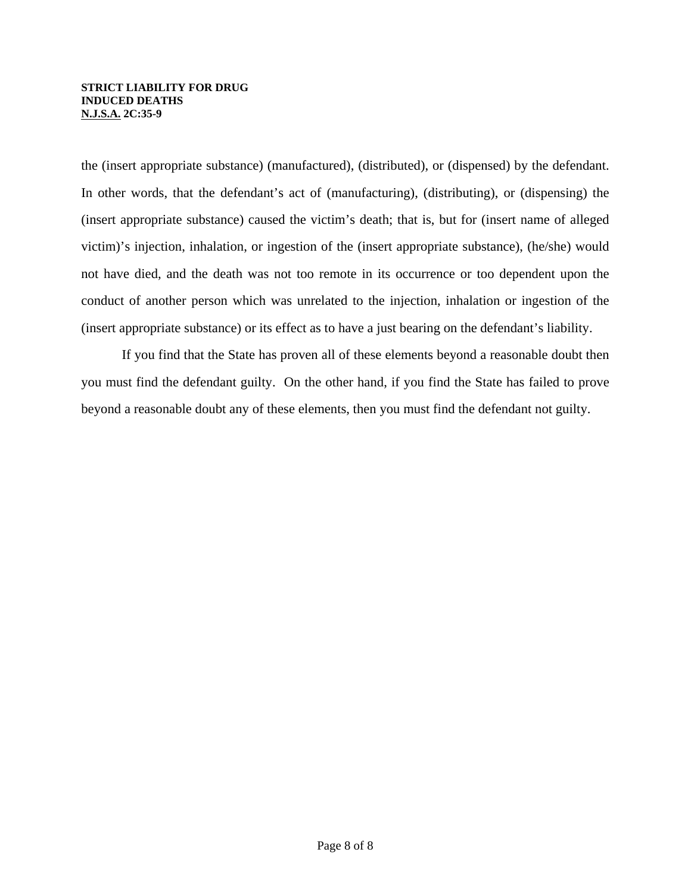the (insert appropriate substance) (manufactured), (distributed), or (dispensed) by the defendant. In other words, that the defendant's act of (manufacturing), (distributing), or (dispensing) the (insert appropriate substance) caused the victim's death; that is, but for (insert name of alleged victim)'s injection, inhalation, or ingestion of the (insert appropriate substance), (he/she) would not have died, and the death was not too remote in its occurrence or too dependent upon the conduct of another person which was unrelated to the injection, inhalation or ingestion of the (insert appropriate substance) or its effect as to have a just bearing on the defendant's liability.

If you find that the State has proven all of these elements beyond a reasonable doubt then you must find the defendant guilty. On the other hand, if you find the State has failed to prove beyond a reasonable doubt any of these elements, then you must find the defendant not guilty.